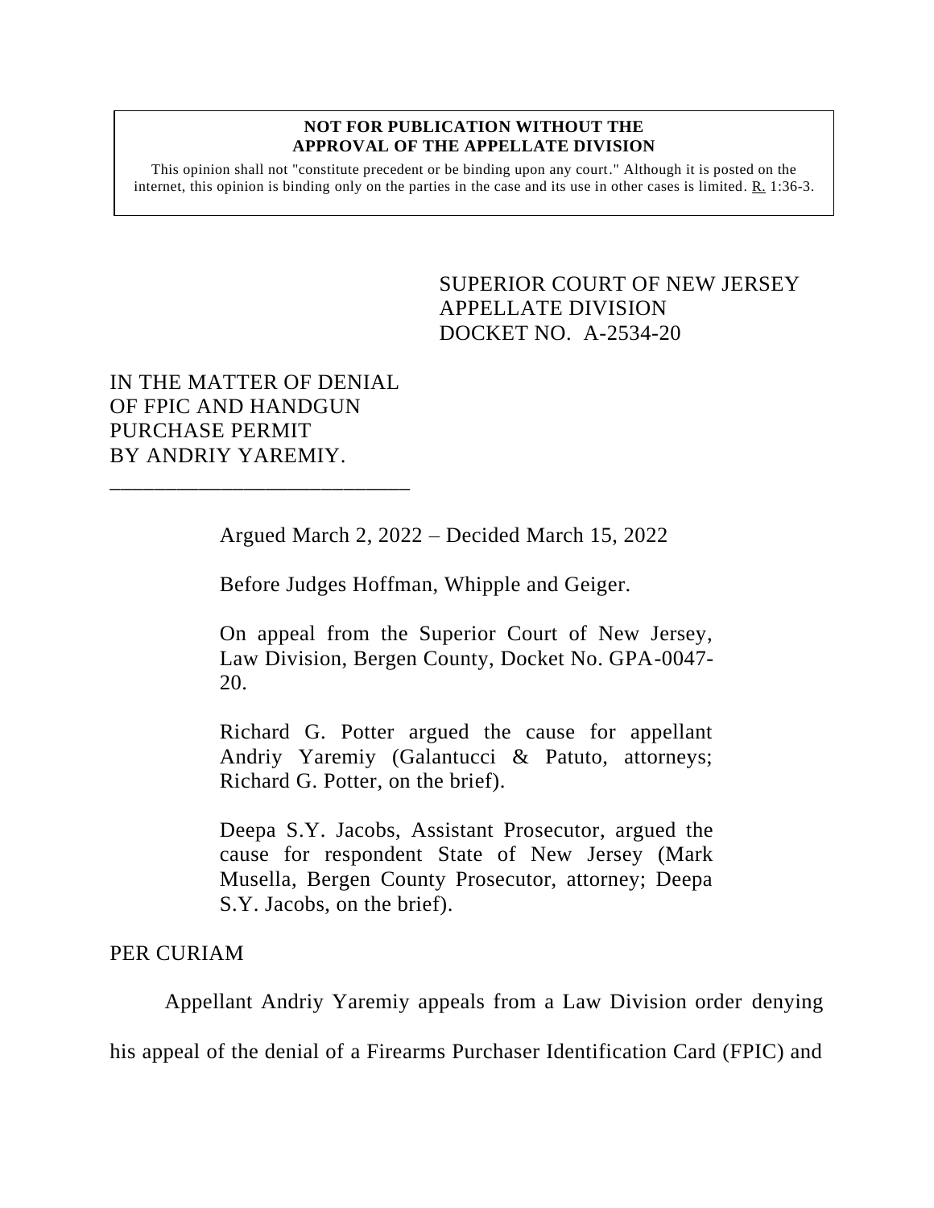**NOT FOR PUBLICATION WITHOUT THE APPROVAL OF THE APPELLATE DIVISION**

This opinion shall not "constitute precedent or be binding upon any court." Although it is posted on the internet, this opinion is binding only on the parties in the case and its use in other cases is limited. R. 1:36-3.

SUPERIOR COURT OF NEW JERSEY
APPELLATE DIVISION
DOCKET NO. A-2534-20

IN THE MATTER OF DENIAL OF FPIC AND HANDGUN PURCHASE PERMIT BY ANDRIY YAREMIY.

\_\_\_\_\_\_\_\_\_\_\_\_\_\_\_\_\_\_\_\_\_\_\_\_\_\_\_\_

Argued March 2, 2022 – Decided March 15, 2022

Before Judges Hoffman, Whipple and Geiger.

On appeal from the Superior Court of New Jersey, Law Division, Bergen County, Docket No. GPA-0047-20.

Richard G. Potter argued the cause for appellant Andriy Yaremiy (Galantucci & Patuto, attorneys; Richard G. Potter, on the brief).

Deepa S.Y. Jacobs, Assistant Prosecutor, argued the cause for respondent State of New Jersey (Mark Musella, Bergen County Prosecutor, attorney; Deepa S.Y. Jacobs, on the brief).

PER CURIAM

Appellant Andriy Yaremiy appeals from a Law Division order denying his appeal of the denial of a Firearms Purchaser Identification Card (FPIC) and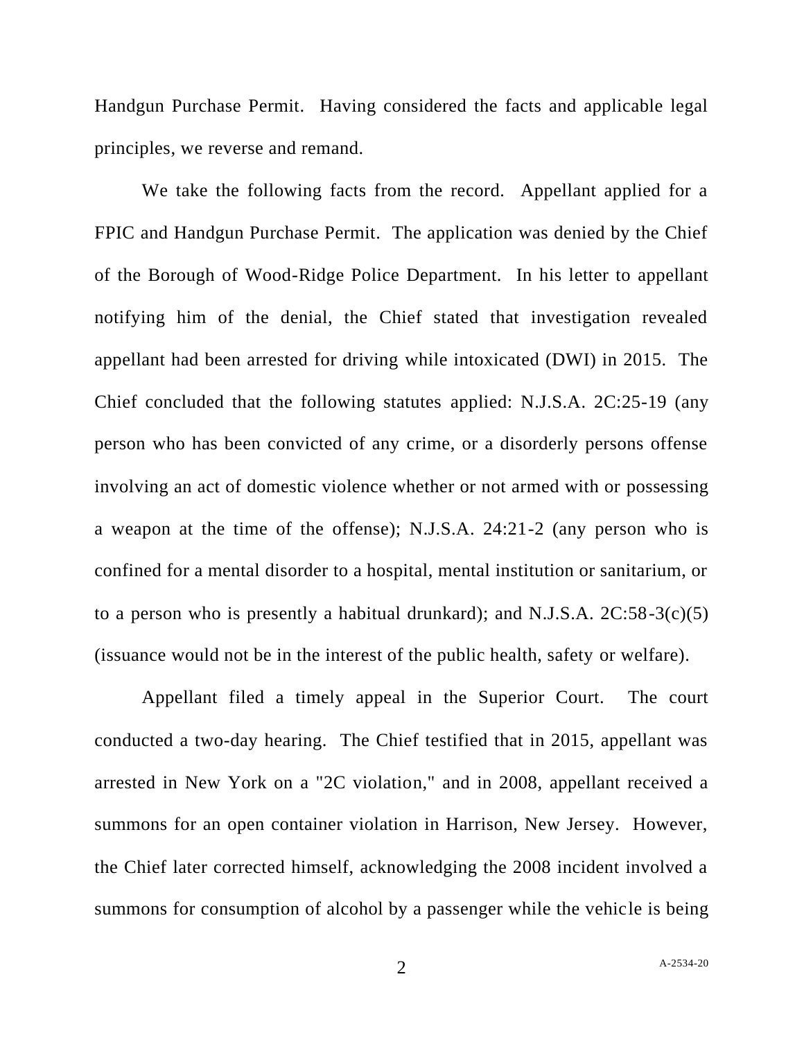Handgun Purchase Permit. Having considered the facts and applicable legal principles, we reverse and remand.

We take the following facts from the record. Appellant applied for a FPIC and Handgun Purchase Permit. The application was denied by the Chief of the Borough of Wood-Ridge Police Department. In his letter to appellant notifying him of the denial, the Chief stated that investigation revealed appellant had been arrested for driving while intoxicated (DWI) in 2015. The Chief concluded that the following statutes applied: N.J.S.A. 2C:25-19 (any person who has been convicted of any crime, or a disorderly persons offense involving an act of domestic violence whether or not armed with or possessing a weapon at the time of the offense); N.J.S.A. 24:21-2 (any person who is confined for a mental disorder to a hospital, mental institution or sanitarium, or to a person who is presently a habitual drunkard); and N.J.S.A. 2C:58-3(c)(5) (issuance would not be in the interest of the public health, safety or welfare).

Appellant filed a timely appeal in the Superior Court. The court conducted a two-day hearing. The Chief testified that in 2015, appellant was arrested in New York on a "2C violation," and in 2008, appellant received a summons for an open container violation in Harrison, New Jersey. However, the Chief later corrected himself, acknowledging the 2008 incident involved a summons for consumption of alcohol by a passenger while the vehicle is being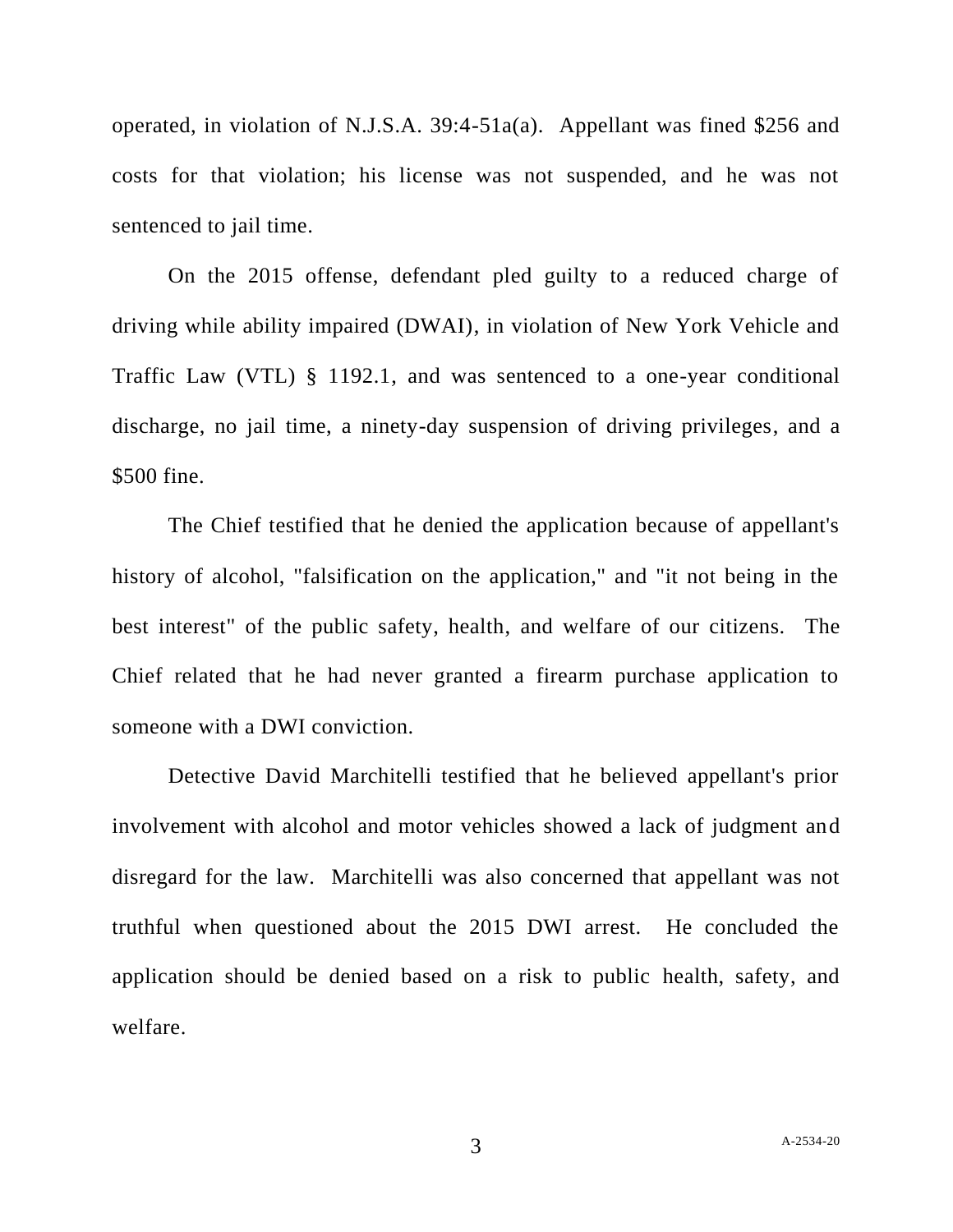operated, in violation of N.J.S.A. 39:4-51a(a). Appellant was fined $256 and costs for that violation; his license was not suspended, and he was not sentenced to jail time.

On the 2015 offense, defendant pled guilty to a reduced charge of driving while ability impaired (DWAI), in violation of New York Vehicle and Traffic Law (VTL) § 1192.1, and was sentenced to a one-year conditional discharge, no jail time, a ninety-day suspension of driving privileges, and a $500 fine.

The Chief testified that he denied the application because of appellant's history of alcohol, "falsification on the application," and "it not being in the best interest" of the public safety, health, and welfare of our citizens. The Chief related that he had never granted a firearm purchase application to someone with a DWI conviction.

Detective David Marchitelli testified that he believed appellant's prior involvement with alcohol and motor vehicles showed a lack of judgment and disregard for the law. Marchitelli was also concerned that appellant was not truthful when questioned about the 2015 DWI arrest. He concluded the application should be denied based on a risk to public health, safety, and welfare.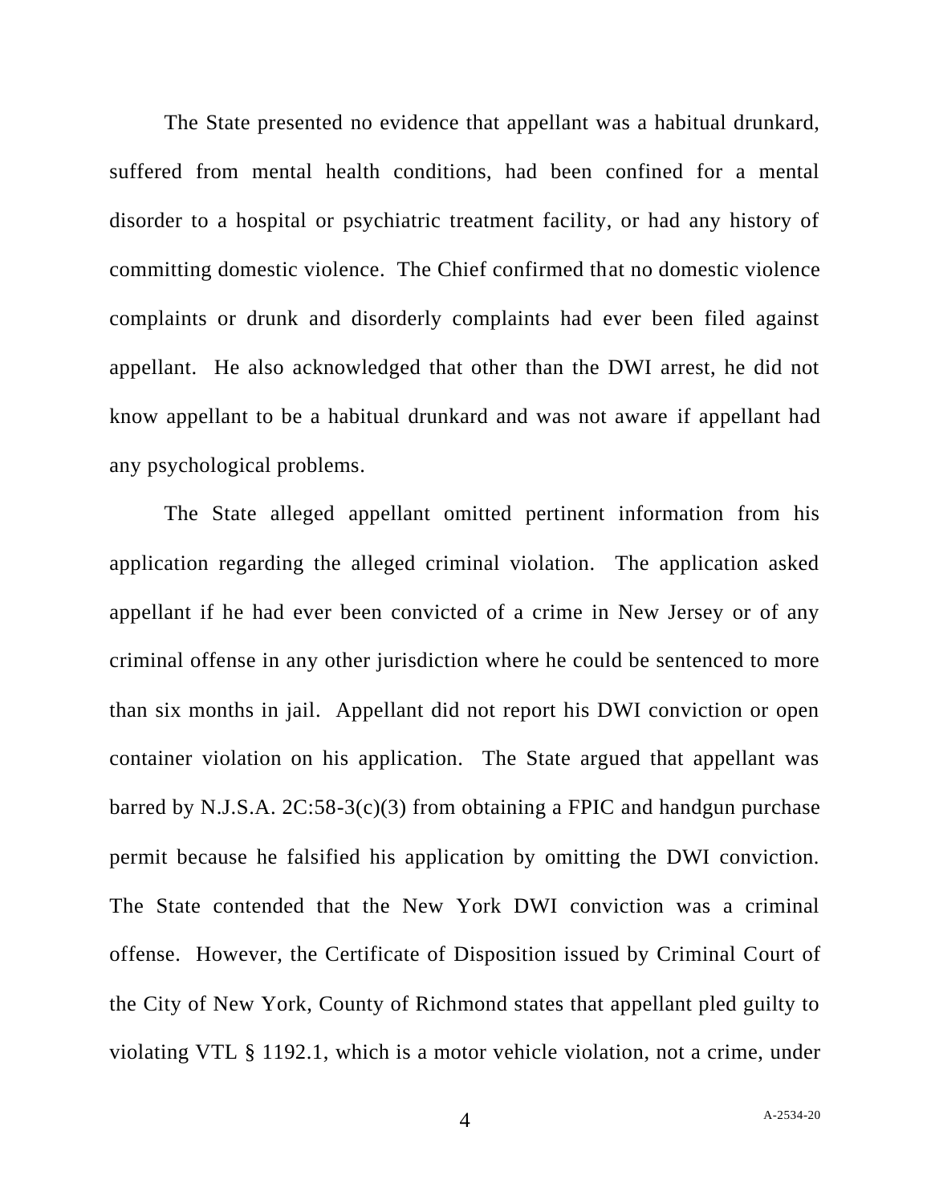The State presented no evidence that appellant was a habitual drunkard, suffered from mental health conditions, had been confined for a mental disorder to a hospital or psychiatric treatment facility, or had any history of committing domestic violence. The Chief confirmed that no domestic violence complaints or drunk and disorderly complaints had ever been filed against appellant. He also acknowledged that other than the DWI arrest, he did not know appellant to be a habitual drunkard and was not aware if appellant had any psychological problems.

The State alleged appellant omitted pertinent information from his application regarding the alleged criminal violation. The application asked appellant if he had ever been convicted of a crime in New Jersey or of any criminal offense in any other jurisdiction where he could be sentenced to more than six months in jail. Appellant did not report his DWI conviction or open container violation on his application. The State argued that appellant was barred by N.J.S.A. 2C:58-3(c)(3) from obtaining a FPIC and handgun purchase permit because he falsified his application by omitting the DWI conviction. The State contended that the New York DWI conviction was a criminal offense. However, the Certificate of Disposition issued by Criminal Court of the City of New York, County of Richmond states that appellant pled guilty to violating VTL § 1192.1, which is a motor vehicle violation, not a crime, under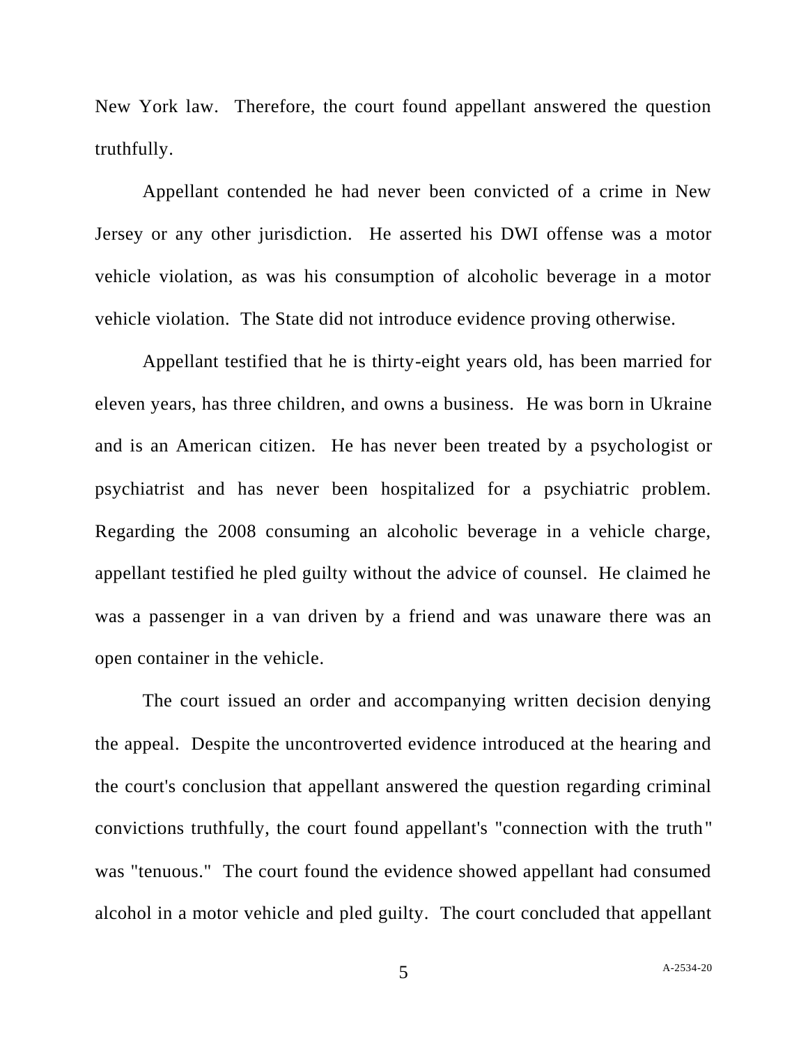New York law. Therefore, the court found appellant answered the question truthfully.

Appellant contended he had never been convicted of a crime in New Jersey or any other jurisdiction. He asserted his DWI offense was a motor vehicle violation, as was his consumption of alcoholic beverage in a motor vehicle violation. The State did not introduce evidence proving otherwise.

Appellant testified that he is thirty-eight years old, has been married for eleven years, has three children, and owns a business. He was born in Ukraine and is an American citizen. He has never been treated by a psychologist or psychiatrist and has never been hospitalized for a psychiatric problem. Regarding the 2008 consuming an alcoholic beverage in a vehicle charge, appellant testified he pled guilty without the advice of counsel. He claimed he was a passenger in a van driven by a friend and was unaware there was an open container in the vehicle.

The court issued an order and accompanying written decision denying the appeal. Despite the uncontroverted evidence introduced at the hearing and the court's conclusion that appellant answered the question regarding criminal convictions truthfully, the court found appellant's "connection with the truth" was "tenuous." The court found the evidence showed appellant had consumed alcohol in a motor vehicle and pled guilty. The court concluded that appellant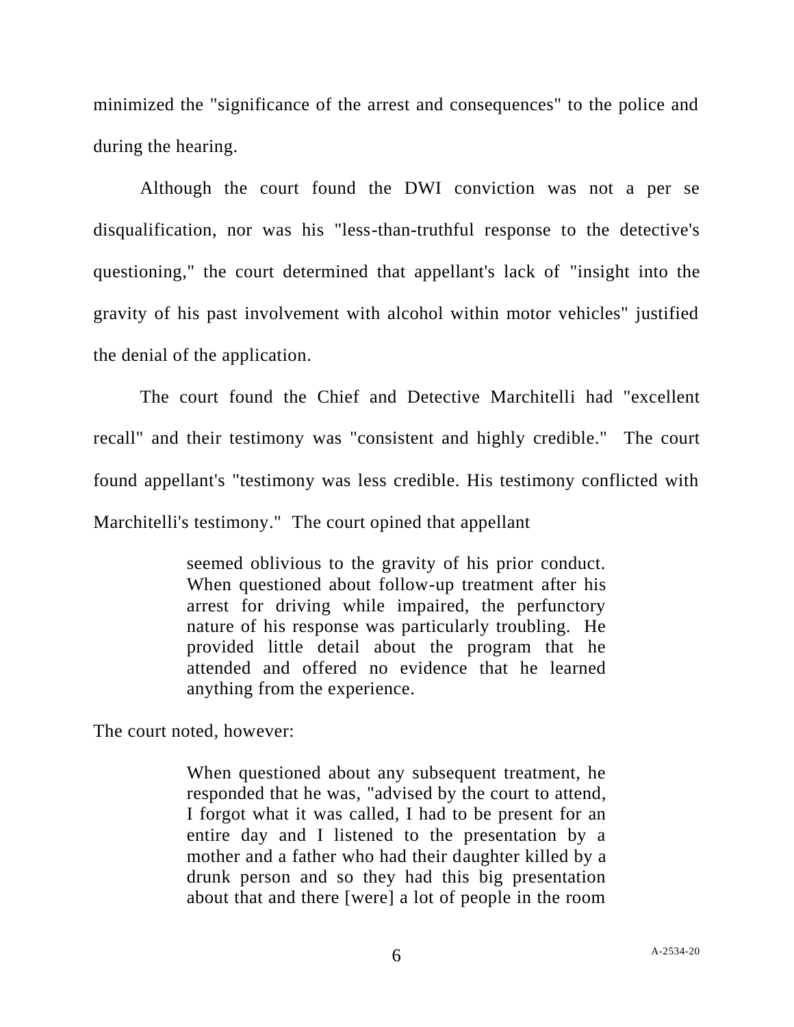minimized the "significance of the arrest and consequences" to the police and during the hearing.

Although the court found the DWI conviction was not a per se disqualification, nor was his "less-than-truthful response to the detective's questioning," the court determined that appellant's lack of "insight into the gravity of his past involvement with alcohol within motor vehicles" justified the denial of the application.

The court found the Chief and Detective Marchitelli had "excellent recall" and their testimony was "consistent and highly credible." The court found appellant's "testimony was less credible. His testimony conflicted with Marchitelli's testimony." The court opined that appellant

> seemed oblivious to the gravity of his prior conduct. When questioned about follow-up treatment after his arrest for driving while impaired, the perfunctory nature of his response was particularly troubling. He provided little detail about the program that he attended and offered no evidence that he learned anything from the experience.

The court noted, however:

> When questioned about any subsequent treatment, he responded that he was, "advised by the court to attend, I forgot what it was called, I had to be present for an entire day and I listened to the presentation by a mother and a father who had their daughter killed by a drunk person and so they had this big presentation about that and there [were] a lot of people in the room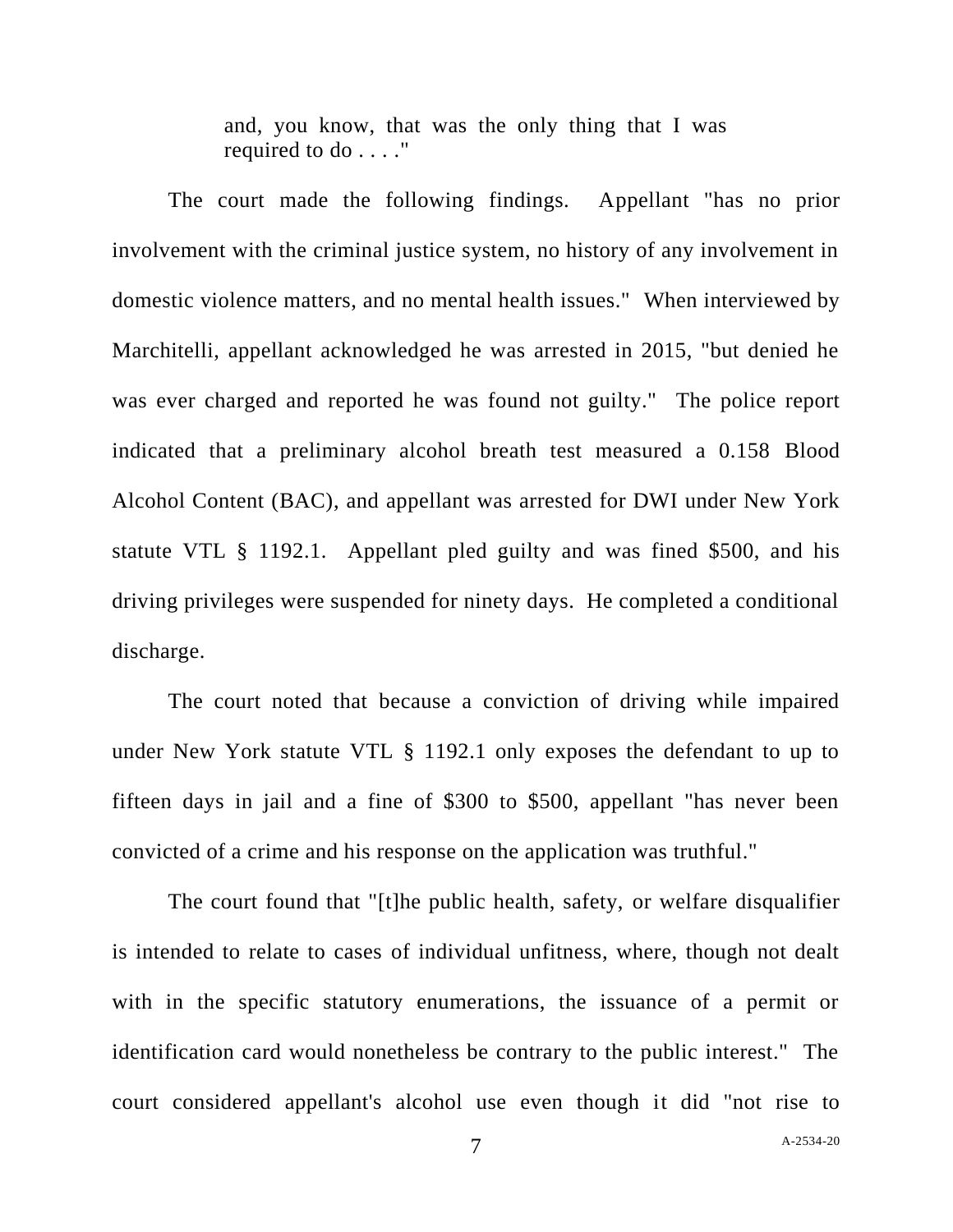> and, you know, that was the only thing that I was required to do . . . ."

The court made the following findings. Appellant "has no prior involvement with the criminal justice system, no history of any involvement in domestic violence matters, and no mental health issues." When interviewed by Marchitelli, appellant acknowledged he was arrested in 2015, "but denied he was ever charged and reported he was found not guilty." The police report indicated that a preliminary alcohol breath test measured a 0.158 Blood Alcohol Content (BAC), and appellant was arrested for DWI under New York statute VTL § 1192.1. Appellant pled guilty and was fined $500, and his driving privileges were suspended for ninety days. He completed a conditional discharge.

The court noted that because a conviction of driving while impaired under New York statute VTL § 1192.1 only exposes the defendant to up to fifteen days in jail and a fine of $300 to $500, appellant "has never been convicted of a crime and his response on the application was truthful."

The court found that "[t]he public health, safety, or welfare disqualifier is intended to relate to cases of individual unfitness, where, though not dealt with in the specific statutory enumerations, the issuance of a permit or identification card would nonetheless be contrary to the public interest." The court considered appellant's alcohol use even though it did "not rise to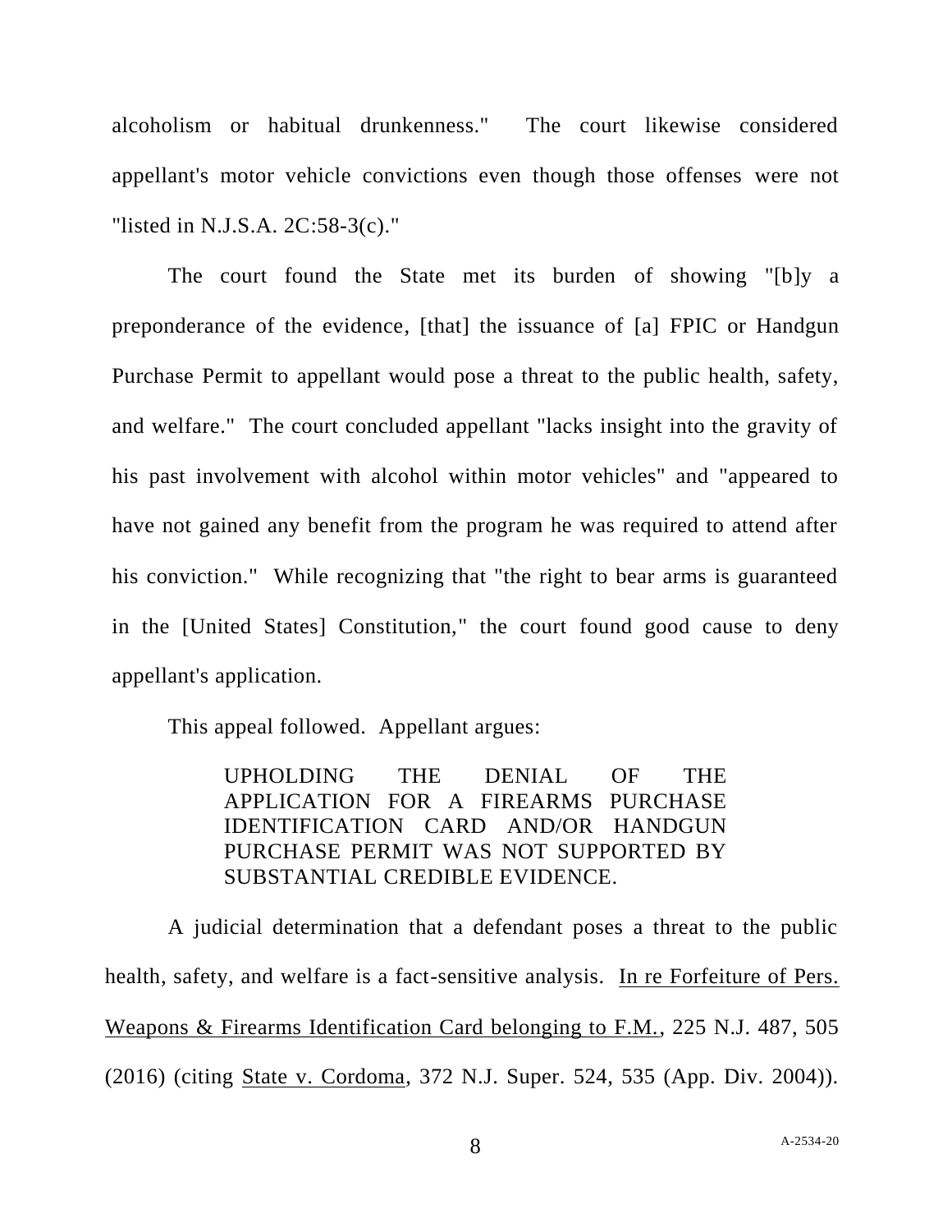alcoholism or habitual drunkenness." The court likewise considered appellant's motor vehicle convictions even though those offenses were not "listed in N.J.S.A. 2C:58-3(c)."

The court found the State met its burden of showing "[b]y a preponderance of the evidence, [that] the issuance of [a] FPIC or Handgun Purchase Permit to appellant would pose a threat to the public health, safety, and welfare." The court concluded appellant "lacks insight into the gravity of his past involvement with alcohol within motor vehicles" and "appeared to have not gained any benefit from the program he was required to attend after his conviction." While recognizing that "the right to bear arms is guaranteed in the [United States] Constitution," the court found good cause to deny appellant's application.

This appeal followed. Appellant argues:

> UPHOLDING THE DENIAL OF THE APPLICATION FOR A FIREARMS PURCHASE IDENTIFICATION CARD AND/OR HANDGUN PURCHASE PERMIT WAS NOT SUPPORTED BY SUBSTANTIAL CREDIBLE EVIDENCE.

A judicial determination that a defendant poses a threat to the public health, safety, and welfare is a fact-sensitive analysis. In re Forfeiture of Pers. Weapons & Firearms Identification Card belonging to F.M., 225 N.J. 487, 505 (2016) (citing State v. Cordoma, 372 N.J. Super. 524, 535 (App. Div. 2004)).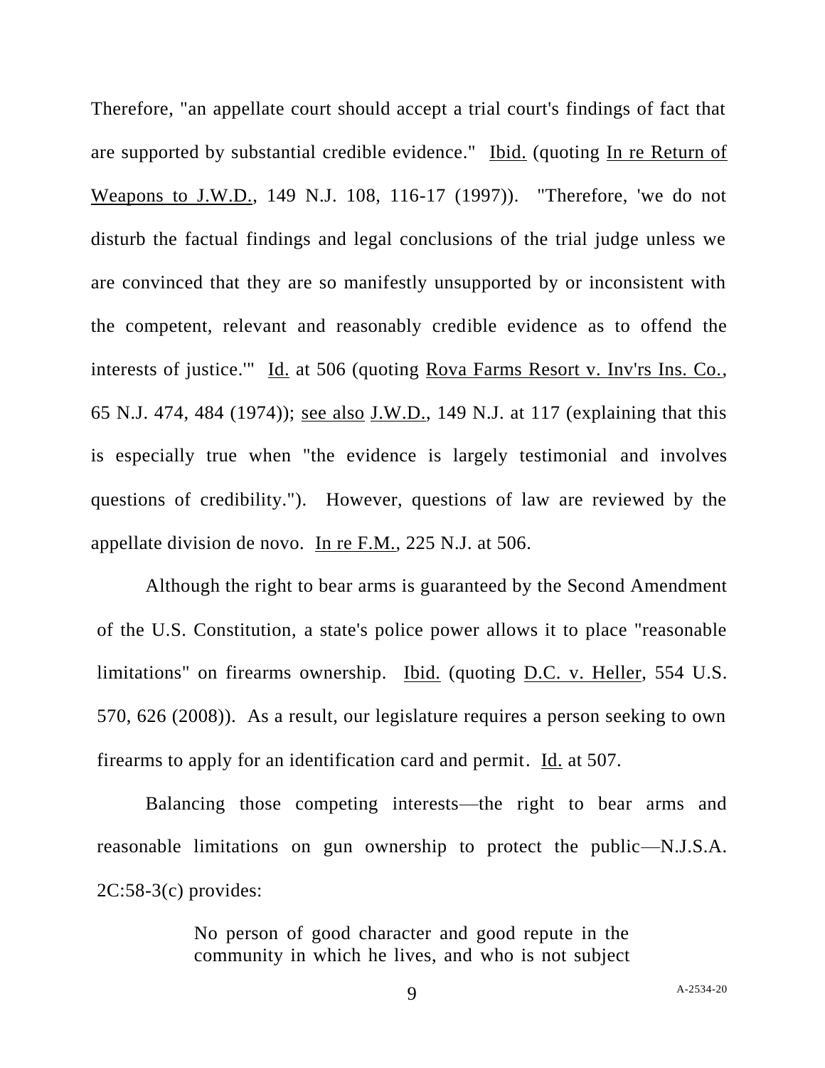Therefore, "an appellate court should accept a trial court's findings of fact that are supported by substantial credible evidence." Ibid. (quoting In re Return of Weapons to J.W.D., 149 N.J. 108, 116-17 (1997)). "Therefore, 'we do not disturb the factual findings and legal conclusions of the trial judge unless we are convinced that they are so manifestly unsupported by or inconsistent with the competent, relevant and reasonably credible evidence as to offend the interests of justice.'" Id. at 506 (quoting Rova Farms Resort v. Inv'rs Ins. Co., 65 N.J. 474, 484 (1974)); see also J.W.D., 149 N.J. at 117 (explaining that this is especially true when "the evidence is largely testimonial and involves questions of credibility."). However, questions of law are reviewed by the appellate division de novo. In re F.M., 225 N.J. at 506.

Although the right to bear arms is guaranteed by the Second Amendment of the U.S. Constitution, a state's police power allows it to place "reasonable limitations" on firearms ownership. Ibid. (quoting D.C. v. Heller, 554 U.S. 570, 626 (2008)). As a result, our legislature requires a person seeking to own firearms to apply for an identification card and permit. Id. at 507.

Balancing those competing interests—the right to bear arms and reasonable limitations on gun ownership to protect the public—N.J.S.A. 2C:58-3(c) provides:

> No person of good character and good repute in the community in which he lives, and who is not subject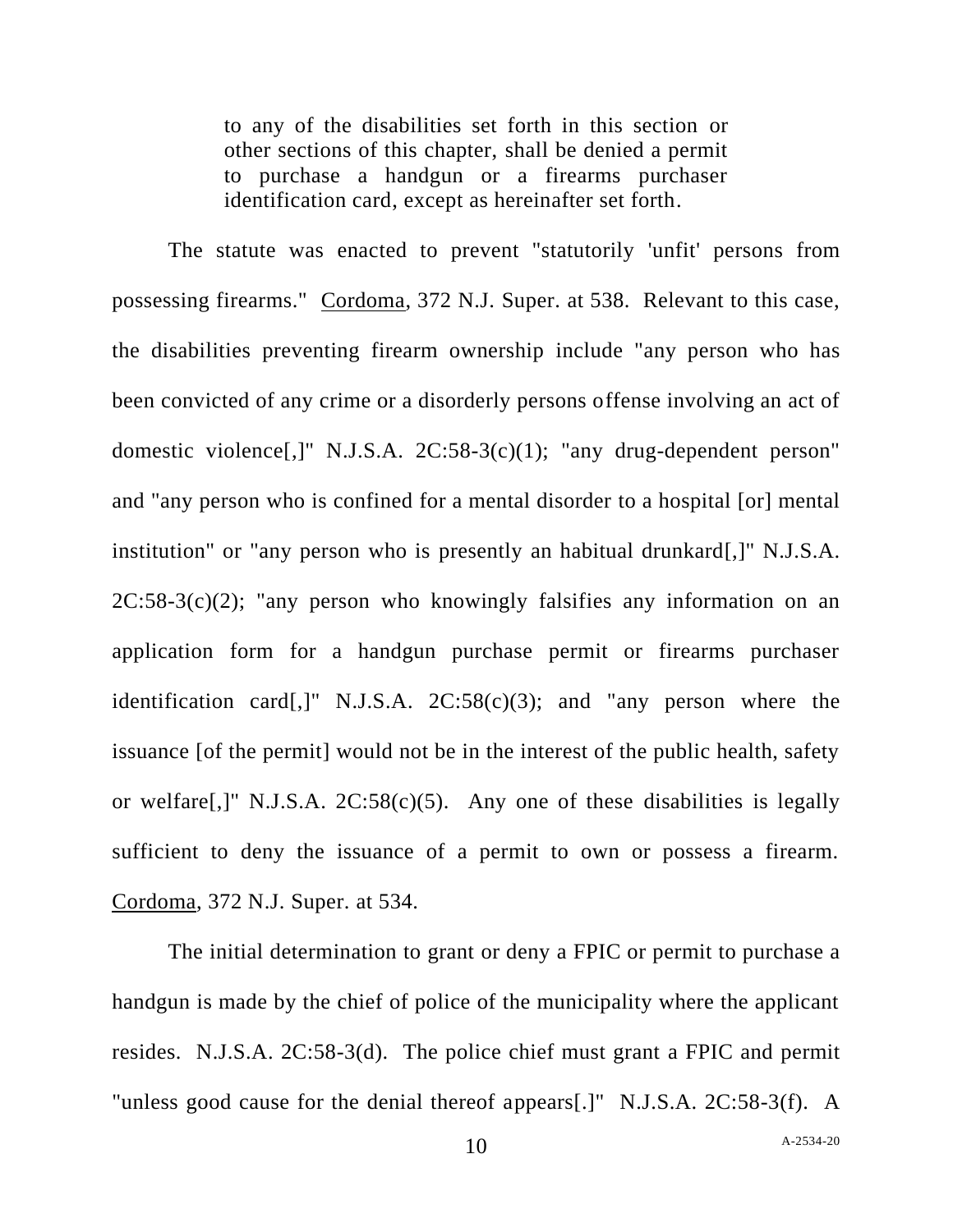> to any of the disabilities set forth in this section or other sections of this chapter, shall be denied a permit to purchase a handgun or a firearms purchaser identification card, except as hereinafter set forth.

The statute was enacted to prevent "statutorily 'unfit' persons from possessing firearms." Cordoma, 372 N.J. Super. at 538. Relevant to this case, the disabilities preventing firearm ownership include "any person who has been convicted of any crime or a disorderly persons offense involving an act of domestic violence[,]" N.J.S.A. 2C:58-3(c)(1); "any drug-dependent person" and "any person who is confined for a mental disorder to a hospital [or] mental institution" or "any person who is presently an habitual drunkard[,]" N.J.S.A. 2C:58-3(c)(2); "any person who knowingly falsifies any information on an application form for a handgun purchase permit or firearms purchaser identification card[,]" N.J.S.A. 2C:58(c)(3); and "any person where the issuance [of the permit] would not be in the interest of the public health, safety or welfare[,]" N.J.S.A. 2C:58(c)(5). Any one of these disabilities is legally sufficient to deny the issuance of a permit to own or possess a firearm. Cordoma, 372 N.J. Super. at 534.

The initial determination to grant or deny a FPIC or permit to purchase a handgun is made by the chief of police of the municipality where the applicant resides. N.J.S.A. 2C:58-3(d). The police chief must grant a FPIC and permit "unless good cause for the denial thereof appears[.]" N.J.S.A. 2C:58-3(f). A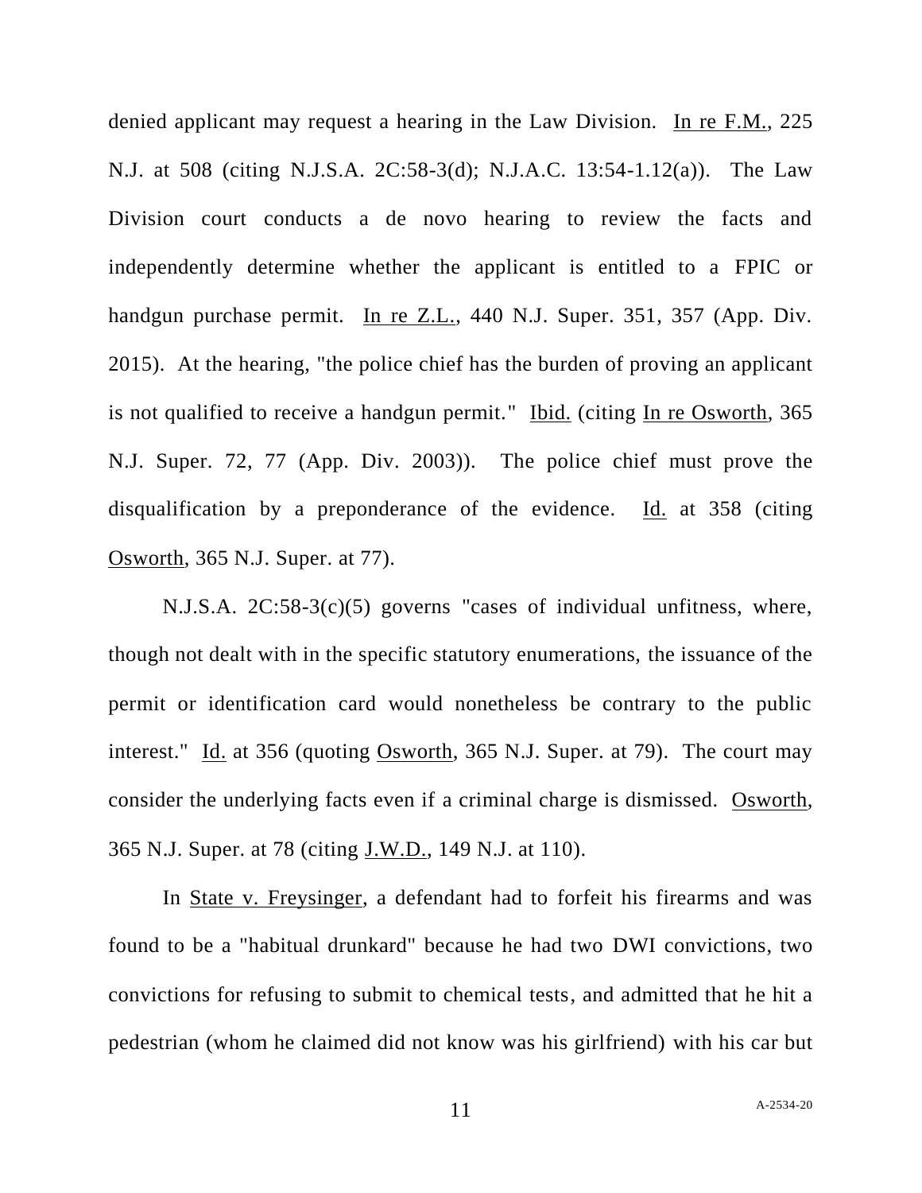denied applicant may request a hearing in the Law Division. In re F.M., 225 N.J. at 508 (citing N.J.S.A. 2C:58-3(d); N.J.A.C. 13:54-1.12(a)). The Law Division court conducts a de novo hearing to review the facts and independently determine whether the applicant is entitled to a FPIC or handgun purchase permit. In re Z.L., 440 N.J. Super. 351, 357 (App. Div. 2015). At the hearing, "the police chief has the burden of proving an applicant is not qualified to receive a handgun permit." Ibid. (citing In re Osworth, 365 N.J. Super. 72, 77 (App. Div. 2003)). The police chief must prove the disqualification by a preponderance of the evidence. Id. at 358 (citing Osworth, 365 N.J. Super. at 77).

N.J.S.A. 2C:58-3(c)(5) governs "cases of individual unfitness, where, though not dealt with in the specific statutory enumerations, the issuance of the permit or identification card would nonetheless be contrary to the public interest." Id. at 356 (quoting Osworth, 365 N.J. Super. at 79). The court may consider the underlying facts even if a criminal charge is dismissed. Osworth, 365 N.J. Super. at 78 (citing J.W.D., 149 N.J. at 110).

In State v. Freysinger, a defendant had to forfeit his firearms and was found to be a "habitual drunkard" because he had two DWI convictions, two convictions for refusing to submit to chemical tests, and admitted that he hit a pedestrian (whom he claimed did not know was his girlfriend) with his car but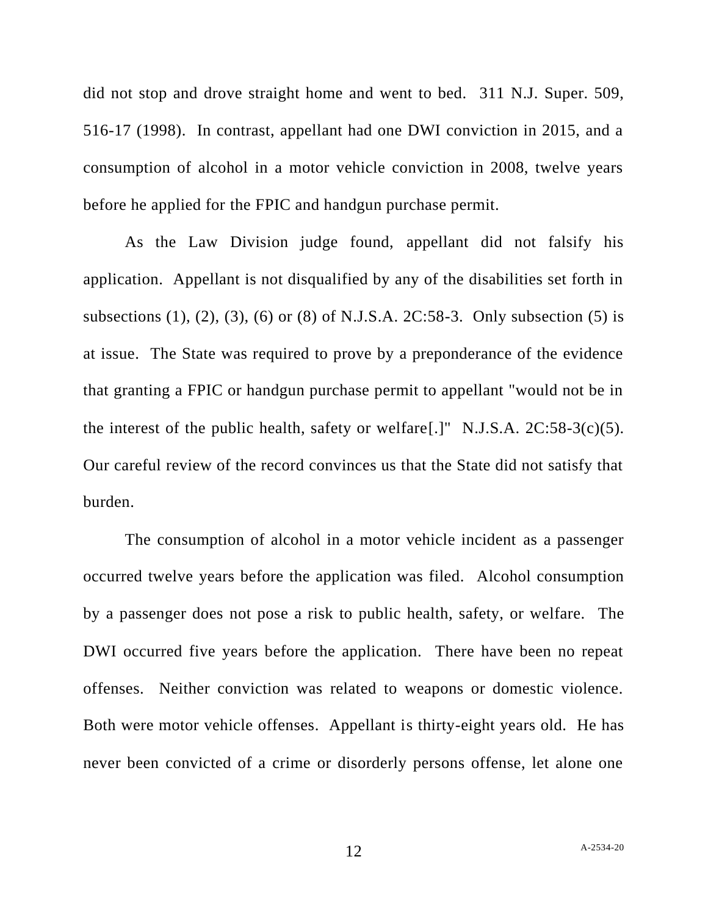did not stop and drove straight home and went to bed. 311 N.J. Super. 509, 516-17 (1998). In contrast, appellant had one DWI conviction in 2015, and a consumption of alcohol in a motor vehicle conviction in 2008, twelve years before he applied for the FPIC and handgun purchase permit.

As the Law Division judge found, appellant did not falsify his application. Appellant is not disqualified by any of the disabilities set forth in subsections (1), (2), (3), (6) or (8) of N.J.S.A. 2C:58-3. Only subsection (5) is at issue. The State was required to prove by a preponderance of the evidence that granting a FPIC or handgun purchase permit to appellant "would not be in the interest of the public health, safety or welfare[.]" N.J.S.A. 2C:58-3(c)(5). Our careful review of the record convinces us that the State did not satisfy that burden.

The consumption of alcohol in a motor vehicle incident as a passenger occurred twelve years before the application was filed. Alcohol consumption by a passenger does not pose a risk to public health, safety, or welfare. The DWI occurred five years before the application. There have been no repeat offenses. Neither conviction was related to weapons or domestic violence. Both were motor vehicle offenses. Appellant is thirty-eight years old. He has never been convicted of a crime or disorderly persons offense, let alone one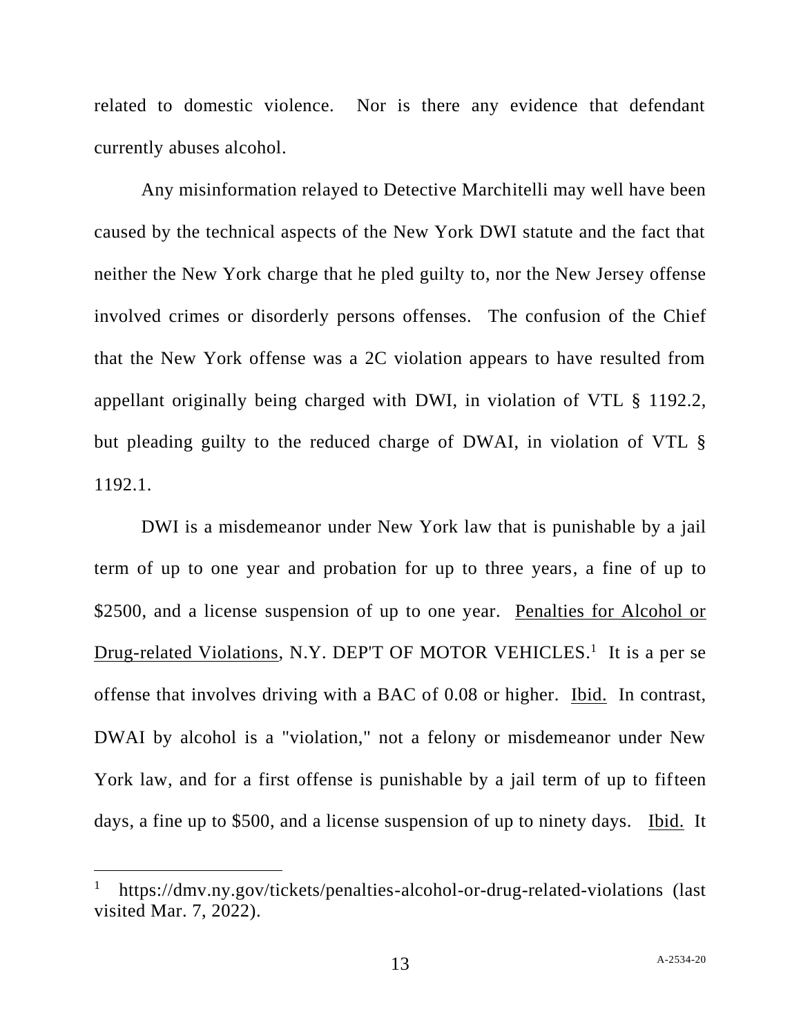related to domestic violence. Nor is there any evidence that defendant currently abuses alcohol.

Any misinformation relayed to Detective Marchitelli may well have been caused by the technical aspects of the New York DWI statute and the fact that neither the New York charge that he pled guilty to, nor the New Jersey offense involved crimes or disorderly persons offenses. The confusion of the Chief that the New York offense was a 2C violation appears to have resulted from appellant originally being charged with DWI, in violation of VTL § 1192.2, but pleading guilty to the reduced charge of DWAI, in violation of VTL § 1192.1.

DWI is a misdemeanor under New York law that is punishable by a jail term of up to one year and probation for up to three years, a fine of up to $2500, and a license suspension of up to one year. Penalties for Alcohol or Drug-related Violations, N.Y. DEP'T OF MOTOR VEHICLES.[1] It is a per se offense that involves driving with a BAC of 0.08 or higher. Ibid. In contrast, DWAI by alcohol is a "violation," not a felony or misdemeanor under New York law, and for a first offense is punishable by a jail term of up to fifteen days, a fine up to $500, and a license suspension of up to ninety days. Ibid. It

---

[1] https://dmv.ny.gov/tickets/penalties-alcohol-or-drug-related-violations (last visited Mar. 7, 2022).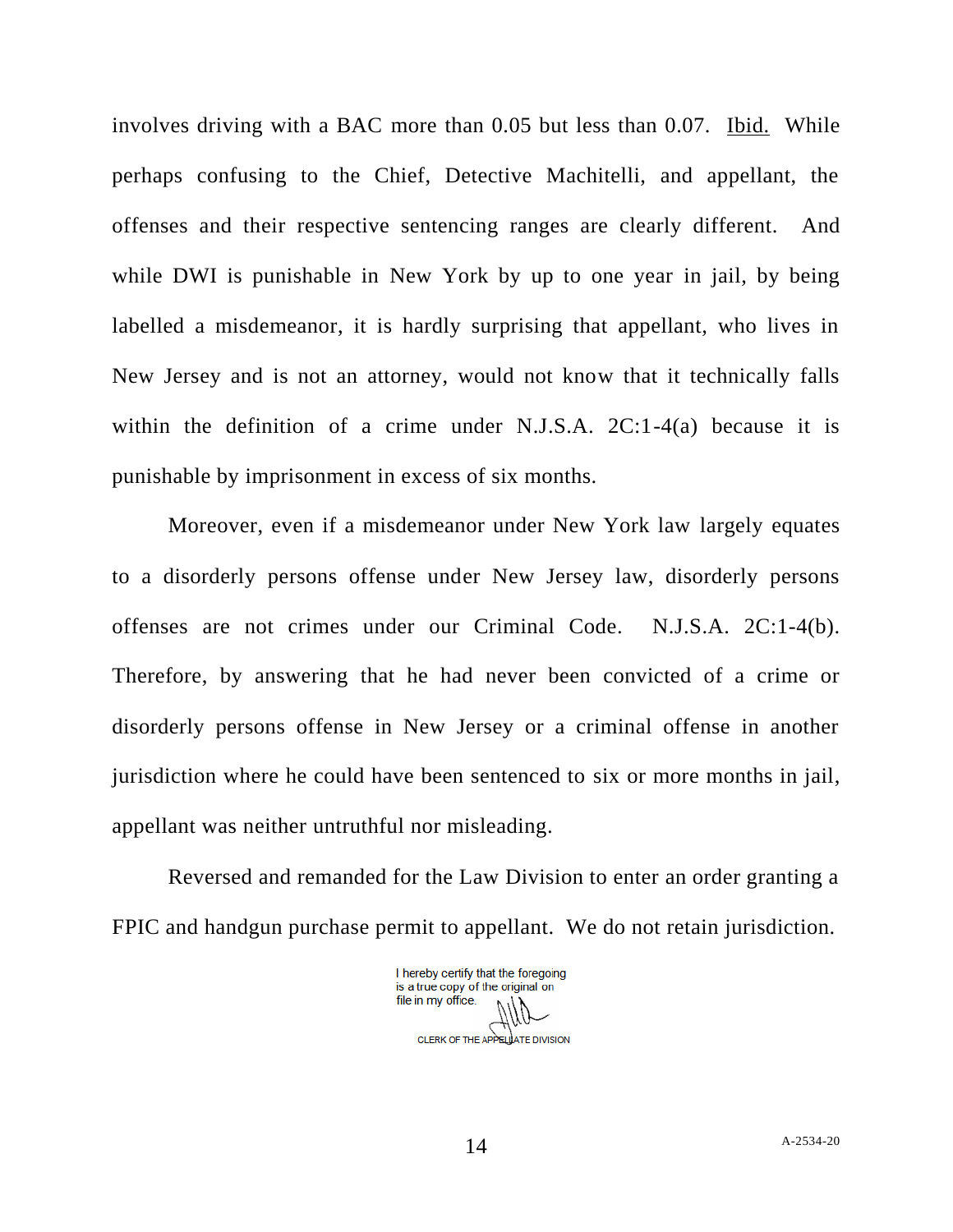involves driving with a BAC more than 0.05 but less than 0.07. Ibid. While perhaps confusing to the Chief, Detective Machitelli, and appellant, the offenses and their respective sentencing ranges are clearly different. And while DWI is punishable in New York by up to one year in jail, by being labelled a misdemeanor, it is hardly surprising that appellant, who lives in New Jersey and is not an attorney, would not know that it technically falls within the definition of a crime under N.J.S.A. 2C:1-4(a) because it is punishable by imprisonment in excess of six months.

Moreover, even if a misdemeanor under New York law largely equates to a disorderly persons offense under New Jersey law, disorderly persons offenses are not crimes under our Criminal Code. N.J.S.A. 2C:1-4(b). Therefore, by answering that he had never been convicted of a crime or disorderly persons offense in New Jersey or a criminal offense in another jurisdiction where he could have been sentenced to six or more months in jail, appellant was neither untruthful nor misleading.

Reversed and remanded for the Law Division to enter an order granting a FPIC and handgun purchase permit to appellant. We do not retain jurisdiction.

I hereby certify that the foregoing is a true copy of the original on file in my office.

CLERK OF THE APPELLATE DIVISION